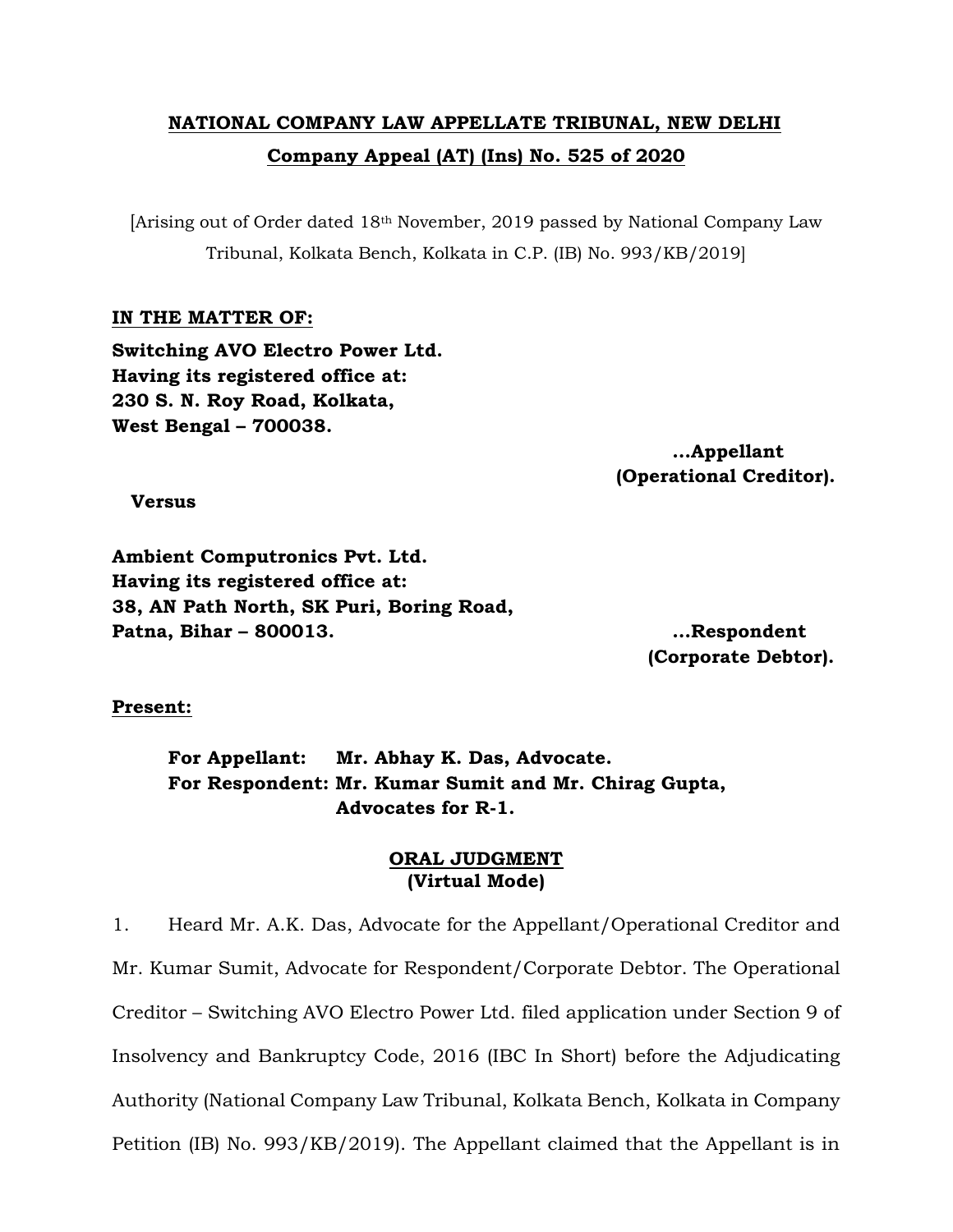**NATIONAL COMPANY LAW APPELLATE TRIBUNAL, NEW DELHI**

**Company Appeal (AT) (Ins) No. 525 of 2020**

[Arising out of Order dated 18th November, 2019 passed by National Company Law Tribunal, Kolkata Bench, Kolkata in C.P. (IB) No. 993/KB/2019]

**IN THE MATTER OF:**

**Switching AVO Electro Power Ltd.**
**Having its registered office at:**
**230 S. N. Roy Road, Kolkata,**
**West Bengal – 700038.**

**...Appellant**
**(Operational Creditor).**

**Versus**

**Ambient Computronics Pvt. Ltd.**
**Having its registered office at:**
**38, AN Path North, SK Puri, Boring Road,**
**Patna, Bihar – 800013.**

**...Respondent**
**(Corporate Debtor).**

**Present:**

**For Appellant: Mr. Abhay K. Das, Advocate.**
**For Respondent: Mr. Kumar Sumit and Mr. Chirag Gupta, Advocates for R-1.**

**ORAL JUDGMENT**
**(Virtual Mode)**

1. Heard Mr. A.K. Das, Advocate for the Appellant/Operational Creditor and Mr. Kumar Sumit, Advocate for Respondent/Corporate Debtor. The Operational Creditor – Switching AVO Electro Power Ltd. filed application under Section 9 of Insolvency and Bankruptcy Code, 2016 (IBC In Short) before the Adjudicating Authority (National Company Law Tribunal, Kolkata Bench, Kolkata in Company Petition (IB) No. 993/KB/2019). The Appellant claimed that the Appellant is in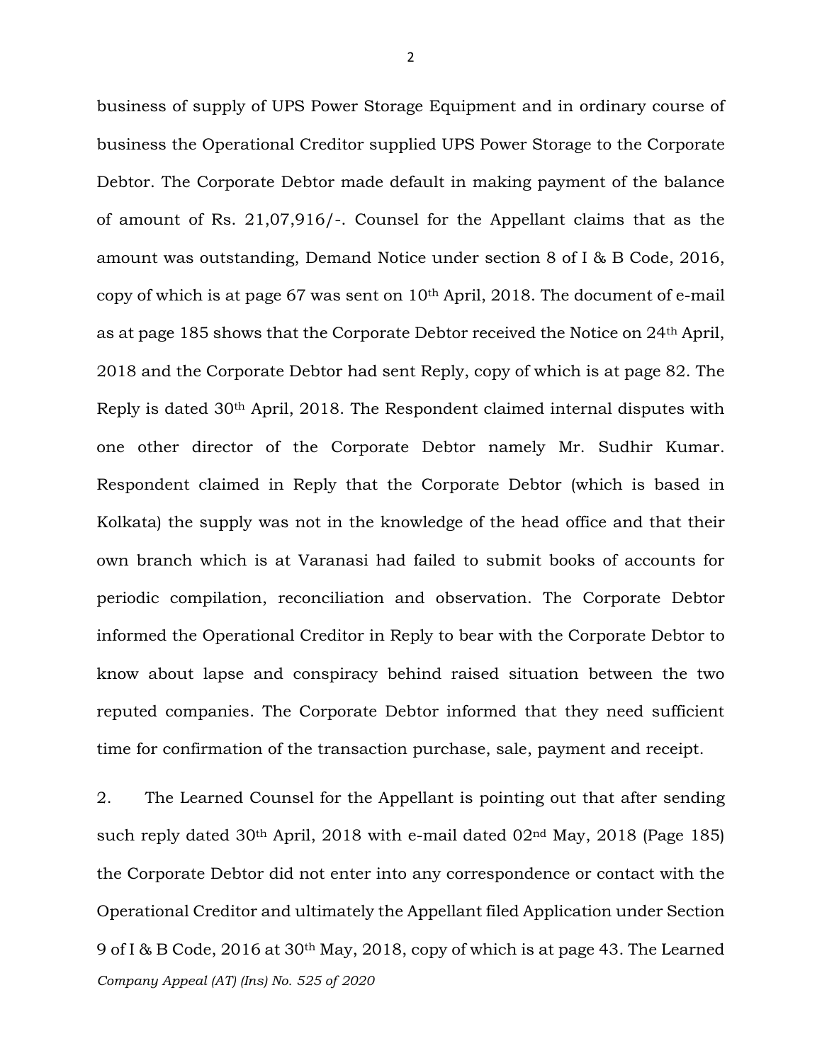business of supply of UPS Power Storage Equipment and in ordinary course of business the Operational Creditor supplied UPS Power Storage to the Corporate Debtor. The Corporate Debtor made default in making payment of the balance of amount of Rs. 21,07,916/-. Counsel for the Appellant claims that as the amount was outstanding, Demand Notice under section 8 of I & B Code, 2016, copy of which is at page 67 was sent on 10th April, 2018. The document of e-mail as at page 185 shows that the Corporate Debtor received the Notice on 24th April, 2018 and the Corporate Debtor had sent Reply, copy of which is at page 82. The Reply is dated 30th April, 2018. The Respondent claimed internal disputes with one other director of the Corporate Debtor namely Mr. Sudhir Kumar. Respondent claimed in Reply that the Corporate Debtor (which is based in Kolkata) the supply was not in the knowledge of the head office and that their own branch which is at Varanasi had failed to submit books of accounts for periodic compilation, reconciliation and observation. The Corporate Debtor informed the Operational Creditor in Reply to bear with the Corporate Debtor to know about lapse and conspiracy behind raised situation between the two reputed companies. The Corporate Debtor informed that they need sufficient time for confirmation of the transaction purchase, sale, payment and receipt.

2. The Learned Counsel for the Appellant is pointing out that after sending such reply dated 30th April, 2018 with e-mail dated 02nd May, 2018 (Page 185) the Corporate Debtor did not enter into any correspondence or contact with the Operational Creditor and ultimately the Appellant filed Application under Section 9 of I & B Code, 2016 at 30th May, 2018, copy of which is at page 43. The Learned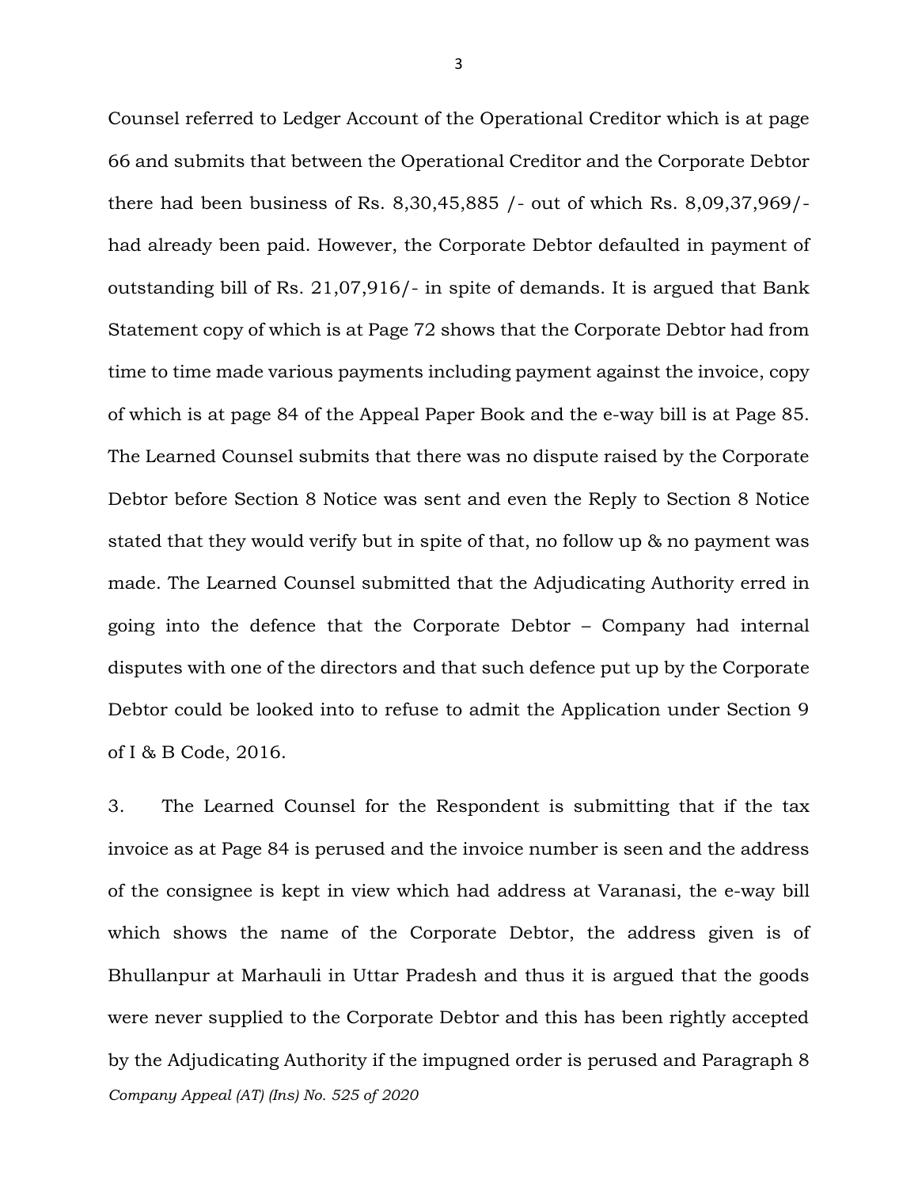Counsel referred to Ledger Account of the Operational Creditor which is at page 66 and submits that between the Operational Creditor and the Corporate Debtor there had been business of Rs. 8,30,45,885 /- out of which Rs. 8,09,37,969/- had already been paid. However, the Corporate Debtor defaulted in payment of outstanding bill of Rs. 21,07,916/- in spite of demands. It is argued that Bank Statement copy of which is at Page 72 shows that the Corporate Debtor had from time to time made various payments including payment against the invoice, copy of which is at page 84 of the Appeal Paper Book and the e-way bill is at Page 85. The Learned Counsel submits that there was no dispute raised by the Corporate Debtor before Section 8 Notice was sent and even the Reply to Section 8 Notice stated that they would verify but in spite of that, no follow up & no payment was made. The Learned Counsel submitted that the Adjudicating Authority erred in going into the defence that the Corporate Debtor – Company had internal disputes with one of the directors and that such defence put up by the Corporate Debtor could be looked into to refuse to admit the Application under Section 9 of I & B Code, 2016.

3. The Learned Counsel for the Respondent is submitting that if the tax invoice as at Page 84 is perused and the invoice number is seen and the address of the consignee is kept in view which had address at Varanasi, the e-way bill which shows the name of the Corporate Debtor, the address given is of Bhullanpur at Marhauli in Uttar Pradesh and thus it is argued that the goods were never supplied to the Corporate Debtor and this has been rightly accepted by the Adjudicating Authority if the impugned order is perused and Paragraph 8

*Company Appeal (AT) (Ins) No. 525 of 2020*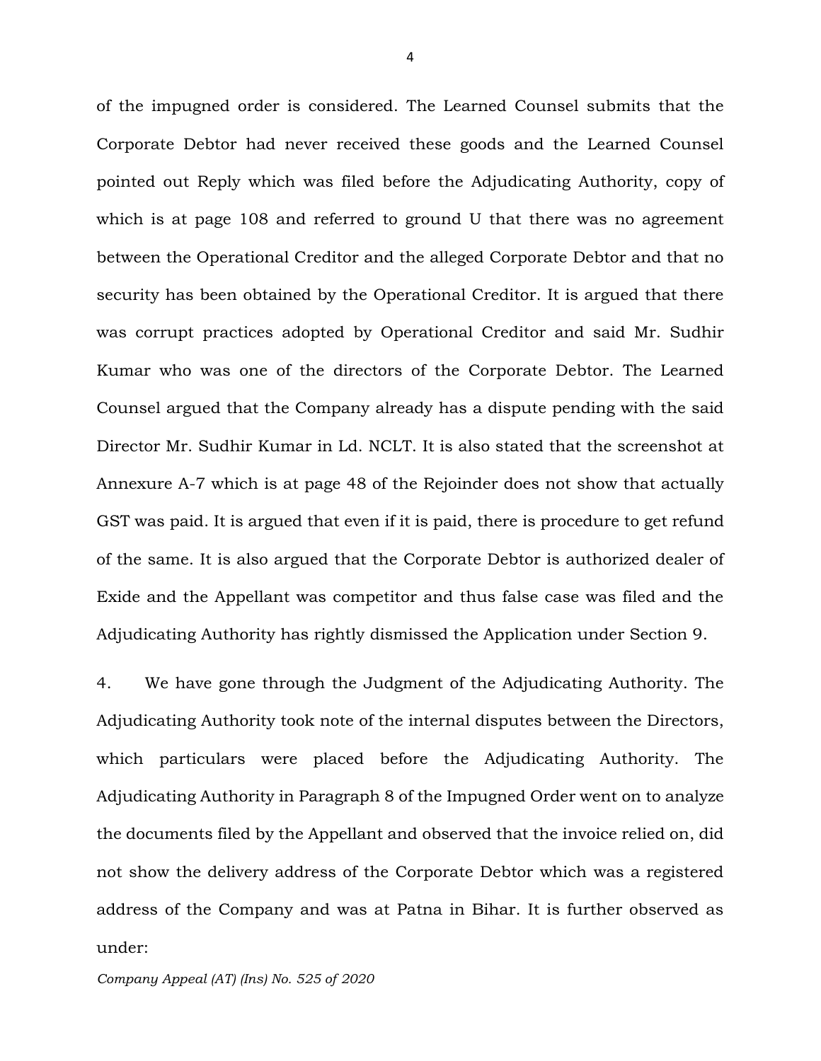of the impugned order is considered. The Learned Counsel submits that the Corporate Debtor had never received these goods and the Learned Counsel pointed out Reply which was filed before the Adjudicating Authority, copy of which is at page 108 and referred to ground U that there was no agreement between the Operational Creditor and the alleged Corporate Debtor and that no security has been obtained by the Operational Creditor. It is argued that there was corrupt practices adopted by Operational Creditor and said Mr. Sudhir Kumar who was one of the directors of the Corporate Debtor. The Learned Counsel argued that the Company already has a dispute pending with the said Director Mr. Sudhir Kumar in Ld. NCLT. It is also stated that the screenshot at Annexure A-7 which is at page 48 of the Rejoinder does not show that actually GST was paid. It is argued that even if it is paid, there is procedure to get refund of the same. It is also argued that the Corporate Debtor is authorized dealer of Exide and the Appellant was competitor and thus false case was filed and the Adjudicating Authority has rightly dismissed the Application under Section 9.

4. We have gone through the Judgment of the Adjudicating Authority. The Adjudicating Authority took note of the internal disputes between the Directors, which particulars were placed before the Adjudicating Authority. The Adjudicating Authority in Paragraph 8 of the Impugned Order went on to analyze the documents filed by the Appellant and observed that the invoice relied on, did not show the delivery address of the Corporate Debtor which was a registered address of the Company and was at Patna in Bihar. It is further observed as under: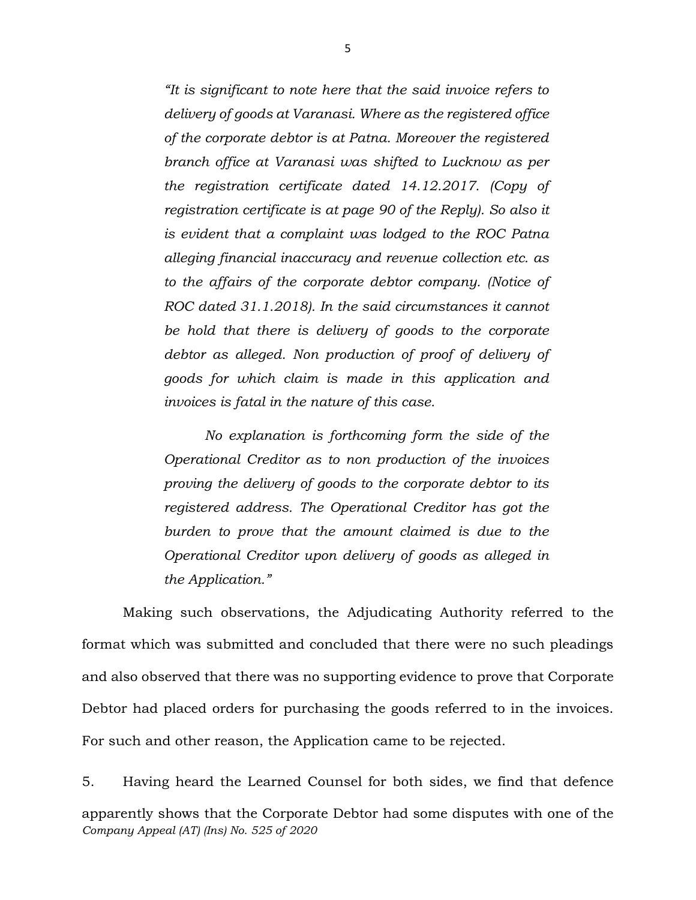*"It is significant to note here that the said invoice refers to delivery of goods at Varanasi. Where as the registered office of the corporate debtor is at Patna. Moreover the registered branch office at Varanasi was shifted to Lucknow as per the registration certificate dated 14.12.2017. (Copy of registration certificate is at page 90 of the Reply). So also it is evident that a complaint was lodged to the ROC Patna alleging financial inaccuracy and revenue collection etc. as to the affairs of the corporate debtor company. (Notice of ROC dated 31.1.2018). In the said circumstances it cannot be hold that there is delivery of goods to the corporate debtor as alleged. Non production of proof of delivery of goods for which claim is made in this application and invoices is fatal in the nature of this case.*

*No explanation is forthcoming form the side of the Operational Creditor as to non production of the invoices proving the delivery of goods to the corporate debtor to its registered address. The Operational Creditor has got the burden to prove that the amount claimed is due to the Operational Creditor upon delivery of goods as alleged in the Application."*

Making such observations, the Adjudicating Authority referred to the format which was submitted and concluded that there were no such pleadings and also observed that there was no supporting evidence to prove that Corporate Debtor had placed orders for purchasing the goods referred to in the invoices. For such and other reason, the Application came to be rejected.

5. Having heard the Learned Counsel for both sides, we find that defence apparently shows that the Corporate Debtor had some disputes with one of the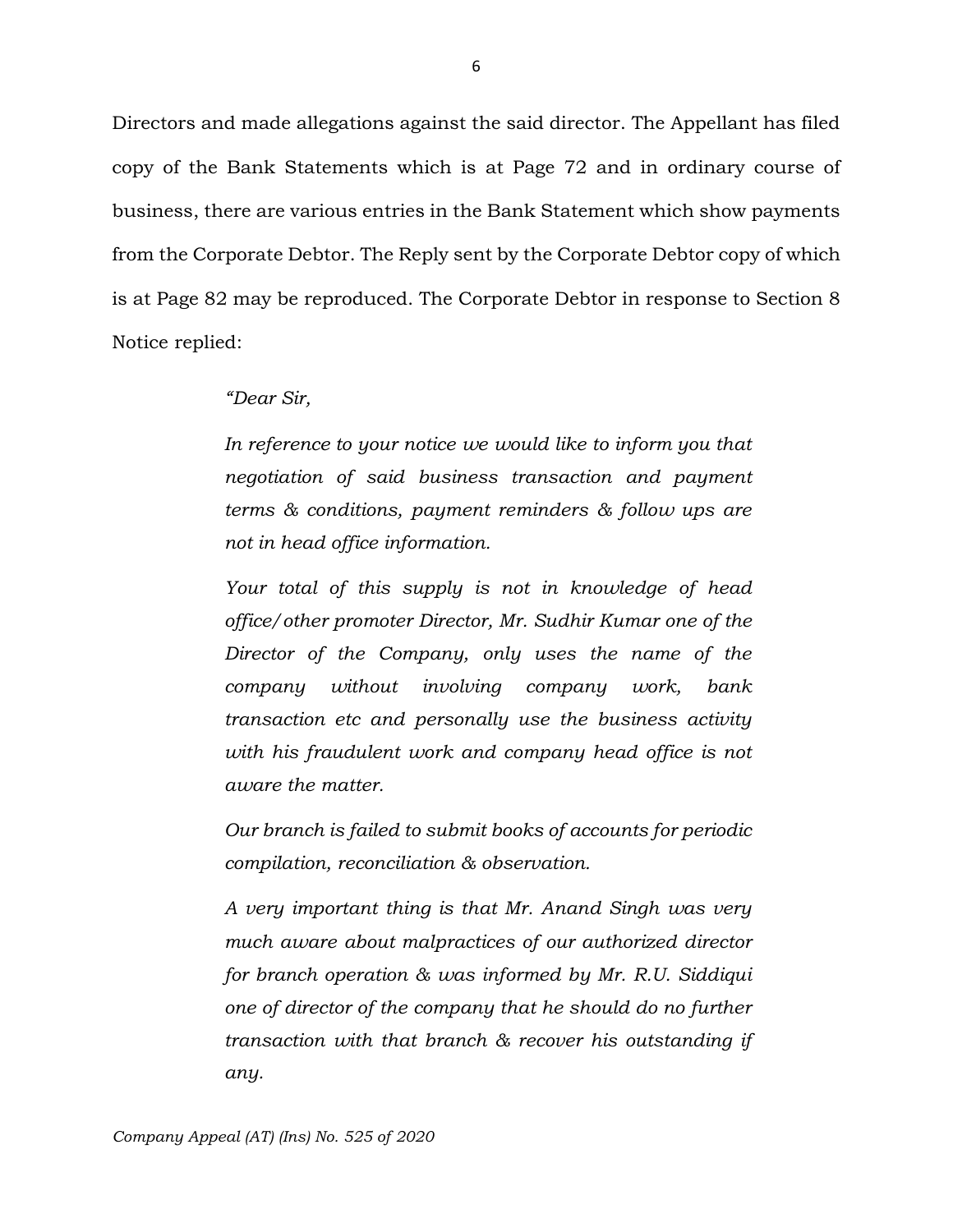Directors and made allegations against the said director. The Appellant has filed copy of the Bank Statements which is at Page 72 and in ordinary course of business, there are various entries in the Bank Statement which show payments from the Corporate Debtor. The Reply sent by the Corporate Debtor copy of which is at Page 82 may be reproduced. The Corporate Debtor in response to Section 8 Notice replied:

> *"Dear Sir,*
>
> *In reference to your notice we would like to inform you that negotiation of said business transaction and payment terms & conditions, payment reminders & follow ups are not in head office information.*
>
> *Your total of this supply is not in knowledge of head office/other promoter Director, Mr. Sudhir Kumar one of the Director of the Company, only uses the name of the company without involving company work, bank transaction etc and personally use the business activity with his fraudulent work and company head office is not aware the matter.*
>
> *Our branch is failed to submit books of accounts for periodic compilation, reconciliation & observation.*
>
> *A very important thing is that Mr. Anand Singh was very much aware about malpractices of our authorized director for branch operation & was informed by Mr. R.U. Siddiqui one of director of the company that he should do no further transaction with that branch & recover his outstanding if any.*

*Company Appeal (AT) (Ins) No. 525 of 2020*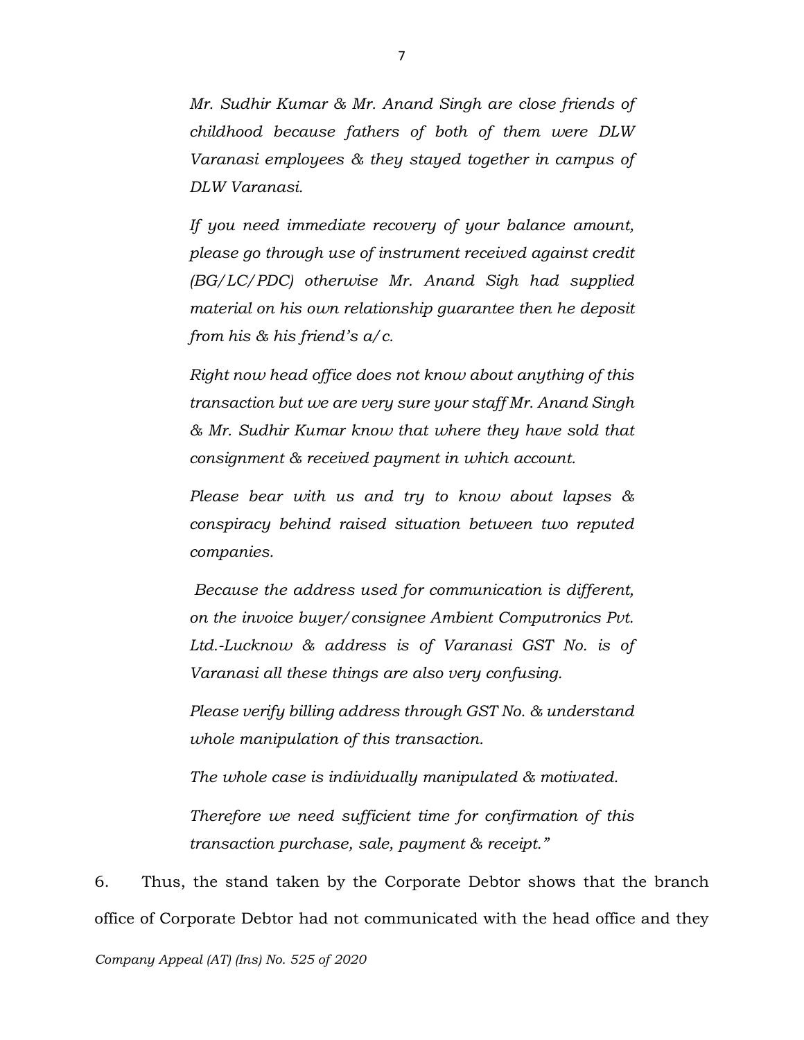*Mr. Sudhir Kumar & Mr. Anand Singh are close friends of childhood because fathers of both of them were DLW Varanasi employees & they stayed together in campus of DLW Varanasi.*

*If you need immediate recovery of your balance amount, please go through use of instrument received against credit (BG/LC/PDC) otherwise Mr. Anand Sigh had supplied material on his own relationship guarantee then he deposit from his & his friend's a/c.*

*Right now head office does not know about anything of this transaction but we are very sure your staff Mr. Anand Singh & Mr. Sudhir Kumar know that where they have sold that consignment & received payment in which account.*

*Please bear with us and try to know about lapses & conspiracy behind raised situation between two reputed companies.*

*Because the address used for communication is different, on the invoice buyer/consignee Ambient Computronics Pvt. Ltd.-Lucknow & address is of Varanasi GST No. is of Varanasi all these things are also very confusing.*

*Please verify billing address through GST No. & understand whole manipulation of this transaction.*

*The whole case is individually manipulated & motivated.*

*Therefore we need sufficient time for confirmation of this transaction purchase, sale, payment & receipt."*

6. Thus, the stand taken by the Corporate Debtor shows that the branch office of Corporate Debtor had not communicated with the head office and they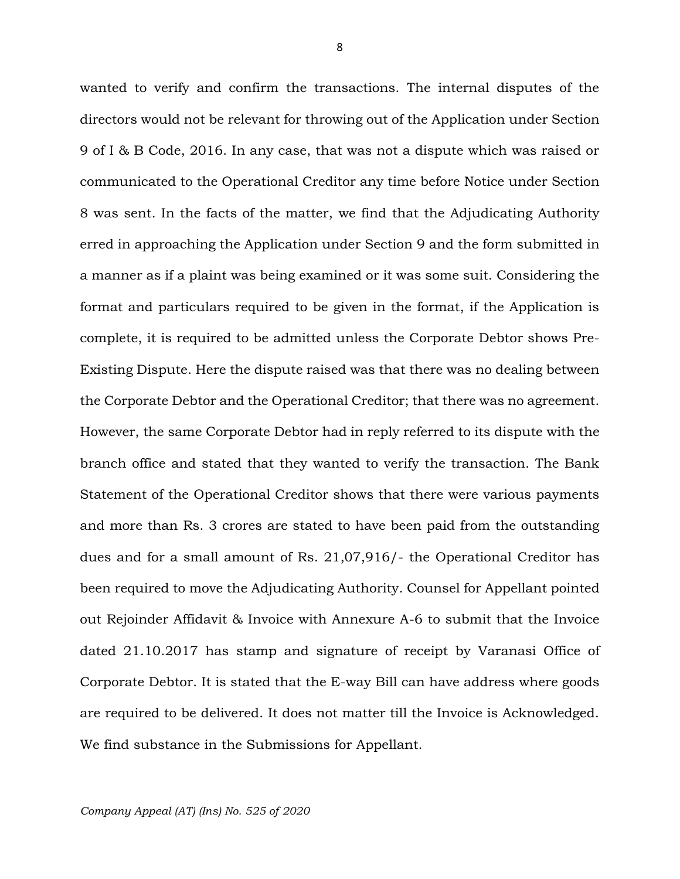wanted to verify and confirm the transactions. The internal disputes of the directors would not be relevant for throwing out of the Application under Section 9 of I & B Code, 2016. In any case, that was not a dispute which was raised or communicated to the Operational Creditor any time before Notice under Section 8 was sent. In the facts of the matter, we find that the Adjudicating Authority erred in approaching the Application under Section 9 and the form submitted in a manner as if a plaint was being examined or it was some suit. Considering the format and particulars required to be given in the format, if the Application is complete, it is required to be admitted unless the Corporate Debtor shows Pre-Existing Dispute. Here the dispute raised was that there was no dealing between the Corporate Debtor and the Operational Creditor; that there was no agreement. However, the same Corporate Debtor had in reply referred to its dispute with the branch office and stated that they wanted to verify the transaction. The Bank Statement of the Operational Creditor shows that there were various payments and more than Rs. 3 crores are stated to have been paid from the outstanding dues and for a small amount of Rs. 21,07,916/- the Operational Creditor has been required to move the Adjudicating Authority. Counsel for Appellant pointed out Rejoinder Affidavit & Invoice with Annexure A-6 to submit that the Invoice dated 21.10.2017 has stamp and signature of receipt by Varanasi Office of Corporate Debtor. It is stated that the E-way Bill can have address where goods are required to be delivered. It does not matter till the Invoice is Acknowledged. We find substance in the Submissions for Appellant.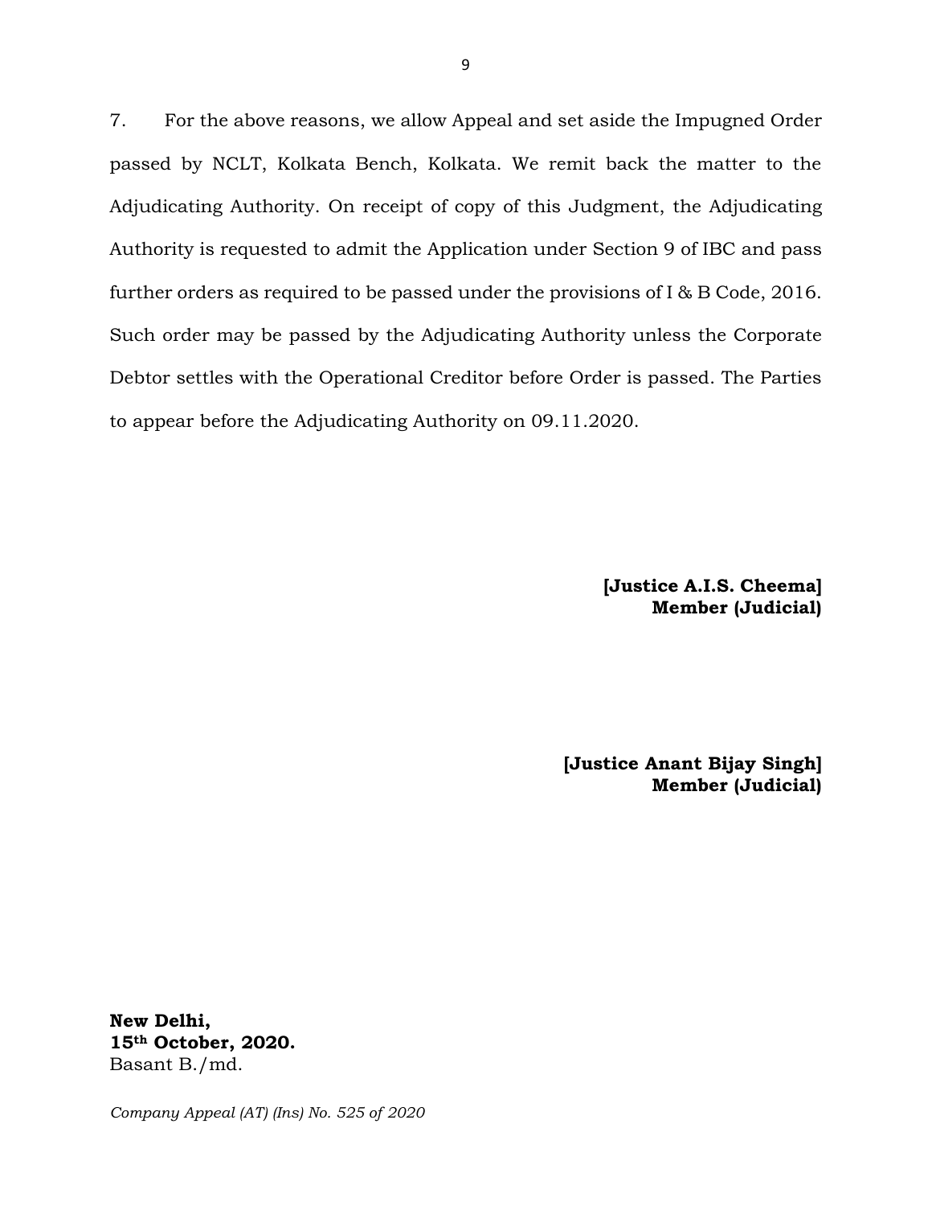7. For the above reasons, we allow Appeal and set aside the Impugned Order passed by NCLT, Kolkata Bench, Kolkata. We remit back the matter to the Adjudicating Authority. On receipt of copy of this Judgment, the Adjudicating Authority is requested to admit the Application under Section 9 of IBC and pass further orders as required to be passed under the provisions of I & B Code, 2016. Such order may be passed by the Adjudicating Authority unless the Corporate Debtor settles with the Operational Creditor before Order is passed. The Parties to appear before the Adjudicating Authority on 09.11.2020.

**[Justice A.I.S. Cheema]**
**Member (Judicial)**

**[Justice Anant Bijay Singh]**
**Member (Judicial)**

**New Delhi,**
**15th October, 2020.**
Basant B./md.

*Company Appeal (AT) (Ins) No. 525 of 2020*